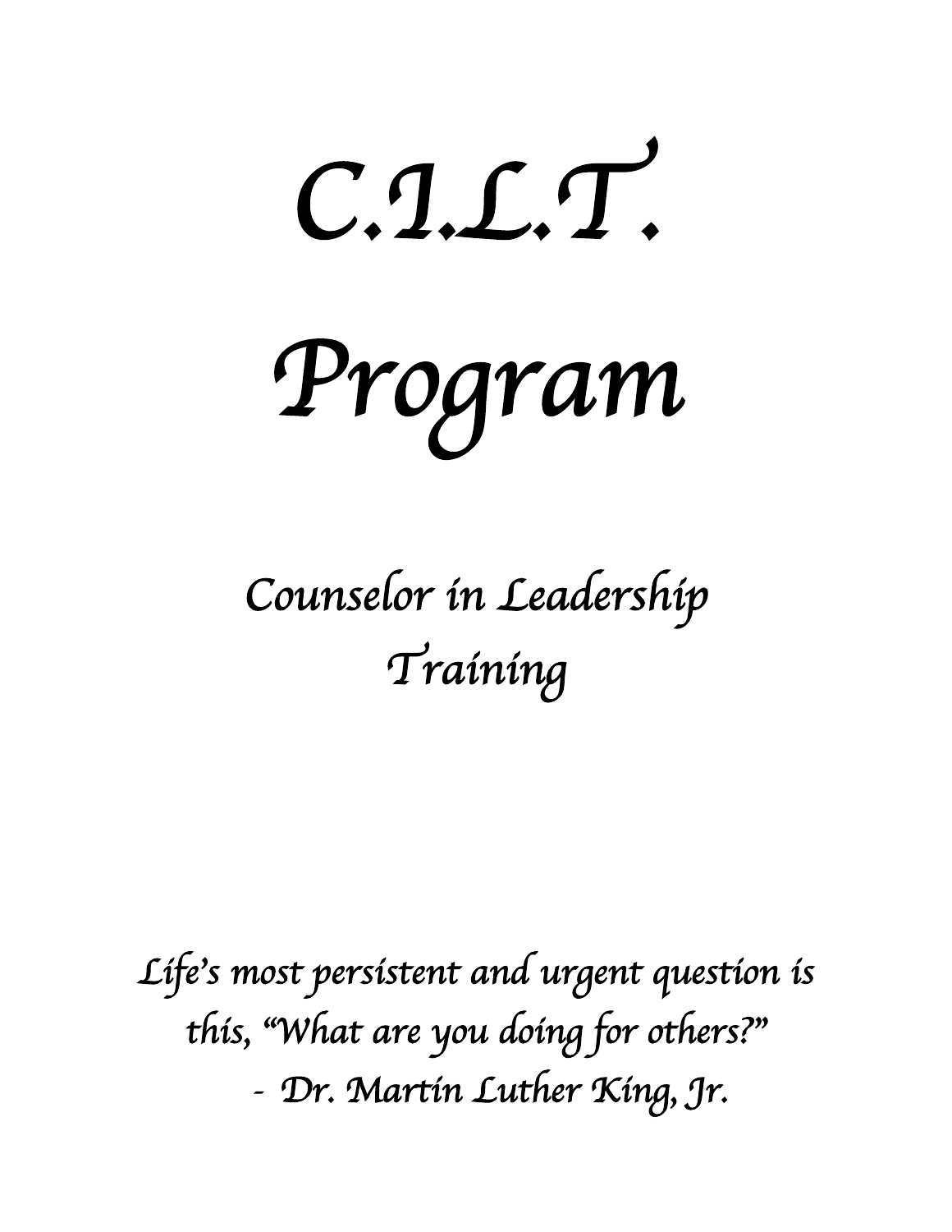# *C.I.L.T.*

# *Program*

## *Counselor in Leadership Training*

*Life's most persistent and urgent question is this, "What are you doing for others?"*
*- Dr. Martin Luther King, Jr.*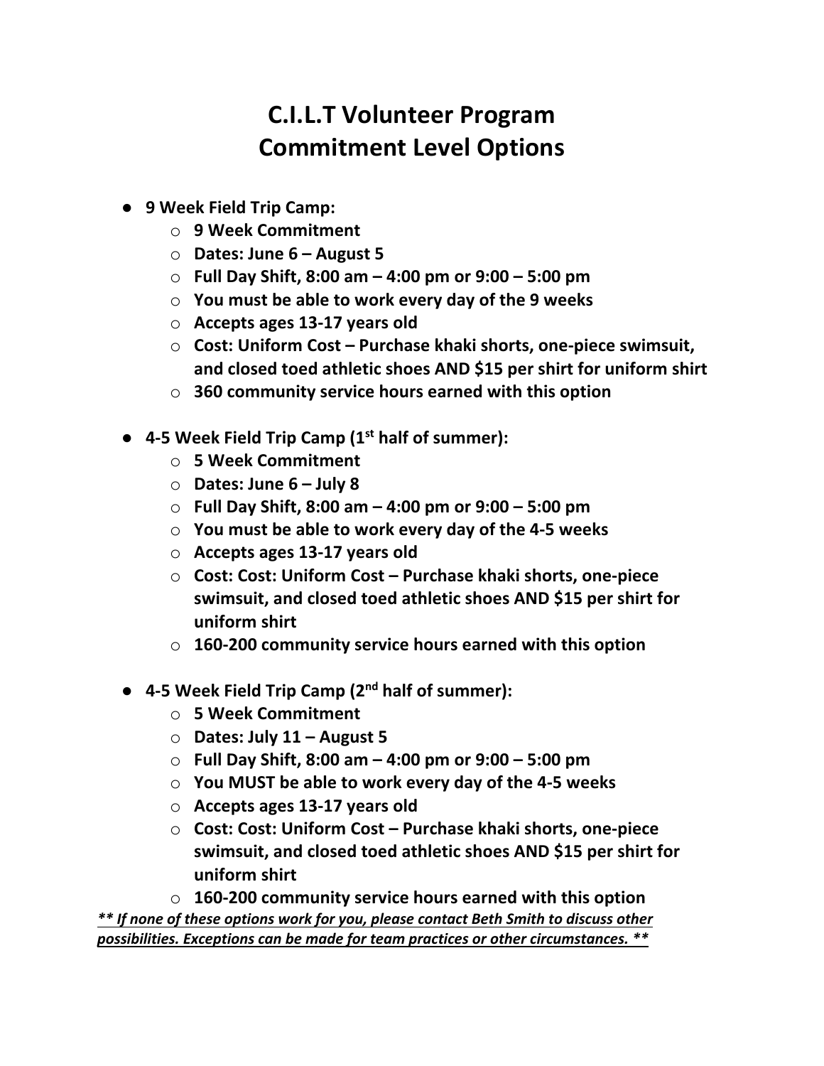# C.I.L.T Volunteer Program
# Commitment Level Options

- **9 Week Field Trip Camp:**
  - **9 Week Commitment**
  - **Dates: June 6 – August 5**
  - **Full Day Shift, 8:00 am – 4:00 pm or 9:00 – 5:00 pm**
  - **You must be able to work every day of the 9 weeks**
  - **Accepts ages 13-17 years old**
  - **Cost: Uniform Cost – Purchase khaki shorts, one-piece swimsuit, and closed toed athletic shoes AND $15 per shirt for uniform shirt**
  - **360 community service hours earned with this option**

- **4-5 Week Field Trip Camp (1st half of summer):**
  - **5 Week Commitment**
  - **Dates: June 6 – July 8**
  - **Full Day Shift, 8:00 am – 4:00 pm or 9:00 – 5:00 pm**
  - **You must be able to work every day of the 4-5 weeks**
  - **Accepts ages 13-17 years old**
  - **Cost: Cost: Uniform Cost – Purchase khaki shorts, one-piece swimsuit, and closed toed athletic shoes AND $15 per shirt for uniform shirt**
  - **160-200 community service hours earned with this option**

- **4-5 Week Field Trip Camp (2nd half of summer):**
  - **5 Week Commitment**
  - **Dates: July 11 – August 5**
  - **Full Day Shift, 8:00 am – 4:00 pm or 9:00 – 5:00 pm**
  - **You MUST be able to work every day of the 4-5 weeks**
  - **Accepts ages 13-17 years old**
  - **Cost: Cost: Uniform Cost – Purchase khaki shorts, one-piece swimsuit, and closed toed athletic shoes AND $15 per shirt for uniform shirt**
  - **160-200 community service hours earned with this option**

***<u>** If none of these options work for you, please contact Beth Smith to discuss other possibilities. Exceptions can be made for team practices or other circumstances. **</u>***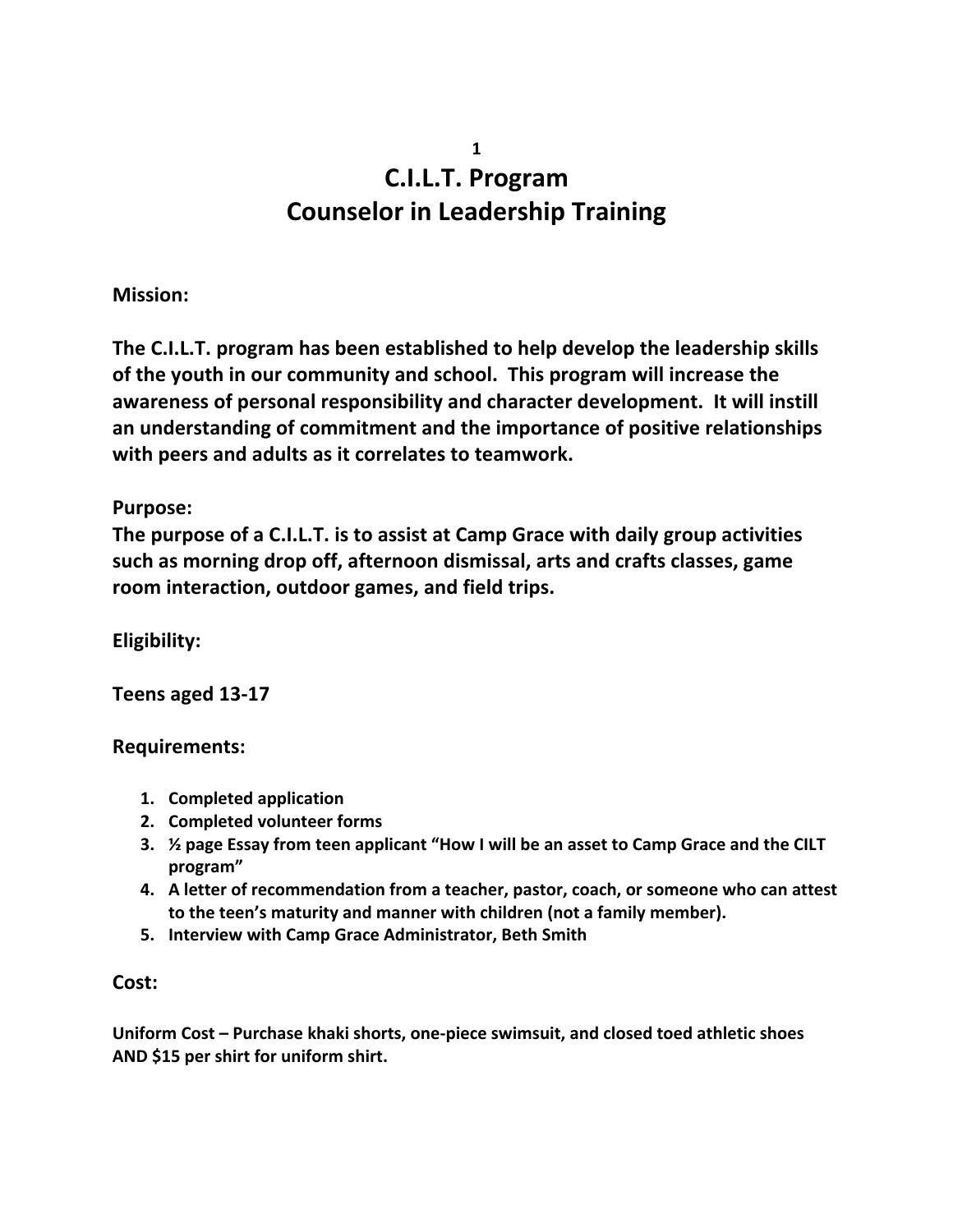# C.I.L.T. Program
# Counselor in Leadership Training

**Mission:**

**The C.I.L.T. program has been established to help develop the leadership skills of the youth in our community and school. This program will increase the awareness of personal responsibility and character development. It will instill an understanding of commitment and the importance of positive relationships with peers and adults as it correlates to teamwork.**

**Purpose:**
**The purpose of a C.I.L.T. is to assist at Camp Grace with daily group activities such as morning drop off, afternoon dismissal, arts and crafts classes, game room interaction, outdoor games, and field trips.**

**Eligibility:**

**Teens aged 13-17**

**Requirements:**

1. **Completed application**
2. **Completed volunteer forms**
3. **½ page Essay from teen applicant "How I will be an asset to Camp Grace and the CILT program"**
4. **A letter of recommendation from a teacher, pastor, coach, or someone who can attest to the teen's maturity and manner with children (not a family member).**
5. **Interview with Camp Grace Administrator, Beth Smith**

**Cost:**

**Uniform Cost – Purchase khaki shorts, one-piece swimsuit, and closed toed athletic shoes AND $15 per shirt for uniform shirt.**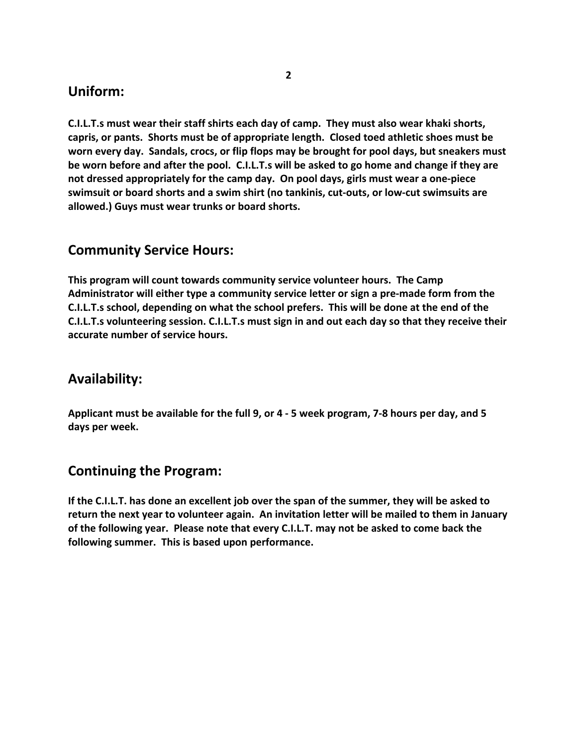## Uniform:

**C.I.L.T.s must wear their staff shirts each day of camp. They must also wear khaki shorts, capris, or pants. Shorts must be of appropriate length. Closed toed athletic shoes must be worn every day. Sandals, crocs, or flip flops may be brought for pool days, but sneakers must be worn before and after the pool. C.I.L.T.s will be asked to go home and change if they are not dressed appropriately for the camp day. On pool days, girls must wear a one-piece swimsuit or board shorts and a swim shirt (no tankinis, cut-outs, or low-cut swimsuits are allowed.) Guys must wear trunks or board shorts.**

## Community Service Hours:

**This program will count towards community service volunteer hours. The Camp Administrator will either type a community service letter or sign a pre-made form from the C.I.L.T.s school, depending on what the school prefers. This will be done at the end of the C.I.L.T.s volunteering session. C.I.L.T.s must sign in and out each day so that they receive their accurate number of service hours.**

## Availability:

**Applicant must be available for the full 9, or 4 - 5 week program, 7-8 hours per day, and 5 days per week.**

## Continuing the Program:

**If the C.I.L.T. has done an excellent job over the span of the summer, they will be asked to return the next year to volunteer again. An invitation letter will be mailed to them in January of the following year. Please note that every C.I.L.T. may not be asked to come back the following summer. This is based upon performance.**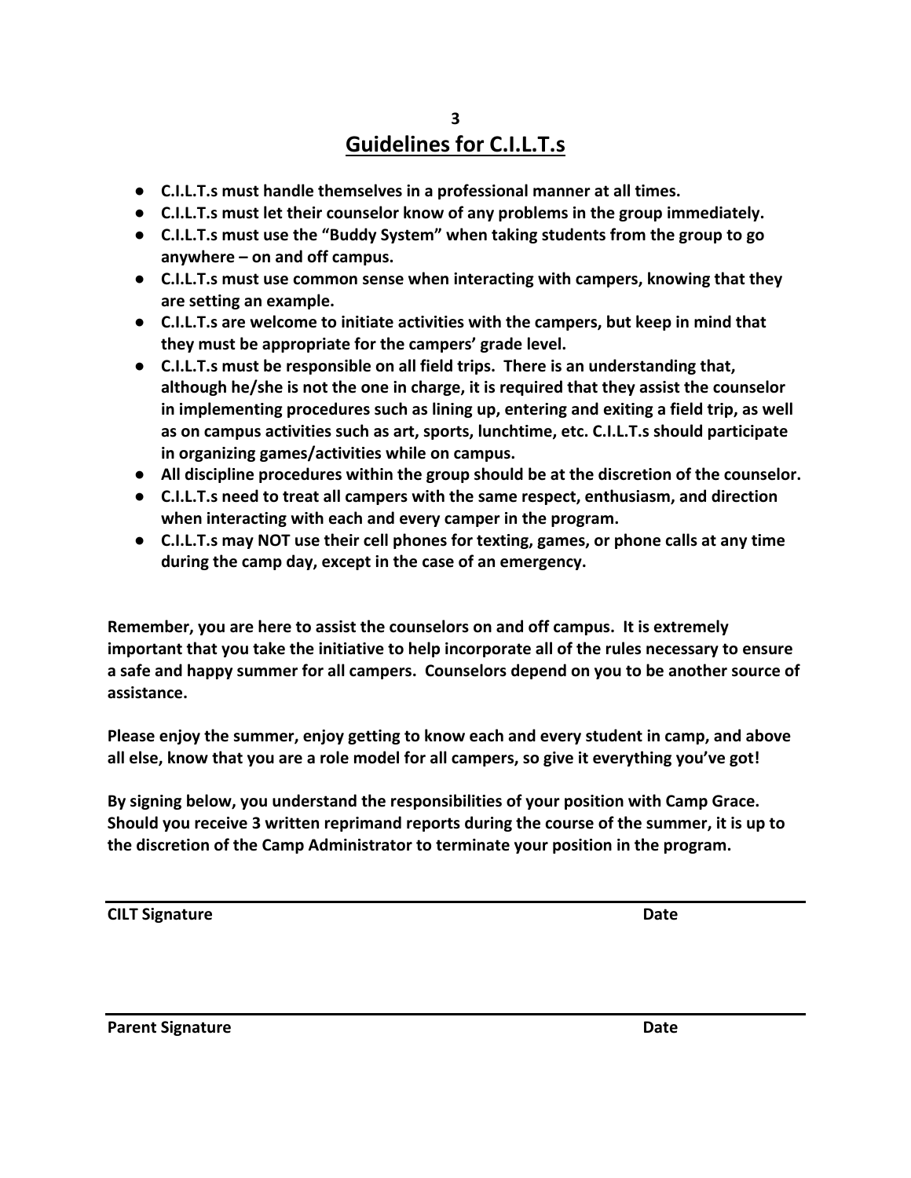## Guidelines for C.I.L.T.s

- **C.I.L.T.s must handle themselves in a professional manner at all times.**
- **C.I.L.T.s must let their counselor know of any problems in the group immediately.**
- **C.I.L.T.s must use the "Buddy System" when taking students from the group to go anywhere – on and off campus.**
- **C.I.L.T.s must use common sense when interacting with campers, knowing that they are setting an example.**
- **C.I.L.T.s are welcome to initiate activities with the campers, but keep in mind that they must be appropriate for the campers' grade level.**
- **C.I.L.T.s must be responsible on all field trips. There is an understanding that, although he/she is not the one in charge, it is required that they assist the counselor in implementing procedures such as lining up, entering and exiting a field trip, as well as on campus activities such as art, sports, lunchtime, etc. C.I.L.T.s should participate in organizing games/activities while on campus.**
- **All discipline procedures within the group should be at the discretion of the counselor.**
- **C.I.L.T.s need to treat all campers with the same respect, enthusiasm, and direction when interacting with each and every camper in the program.**
- **C.I.L.T.s may NOT use their cell phones for texting, games, or phone calls at any time during the camp day, except in the case of an emergency.**

**Remember, you are here to assist the counselors on and off campus. It is extremely important that you take the initiative to help incorporate all of the rules necessary to ensure a safe and happy summer for all campers. Counselors depend on you to be another source of assistance.**

**Please enjoy the summer, enjoy getting to know each and every student in camp, and above all else, know that you are a role model for all campers, so give it everything you've got!**

**By signing below, you understand the responsibilities of your position with Camp Grace. Should you receive 3 written reprimand reports during the course of the summer, it is up to the discretion of the Camp Administrator to terminate your position in the program.**

______________________________________________

**CILT Signature** **Date**

______________________________________________

**Parent Signature** **Date**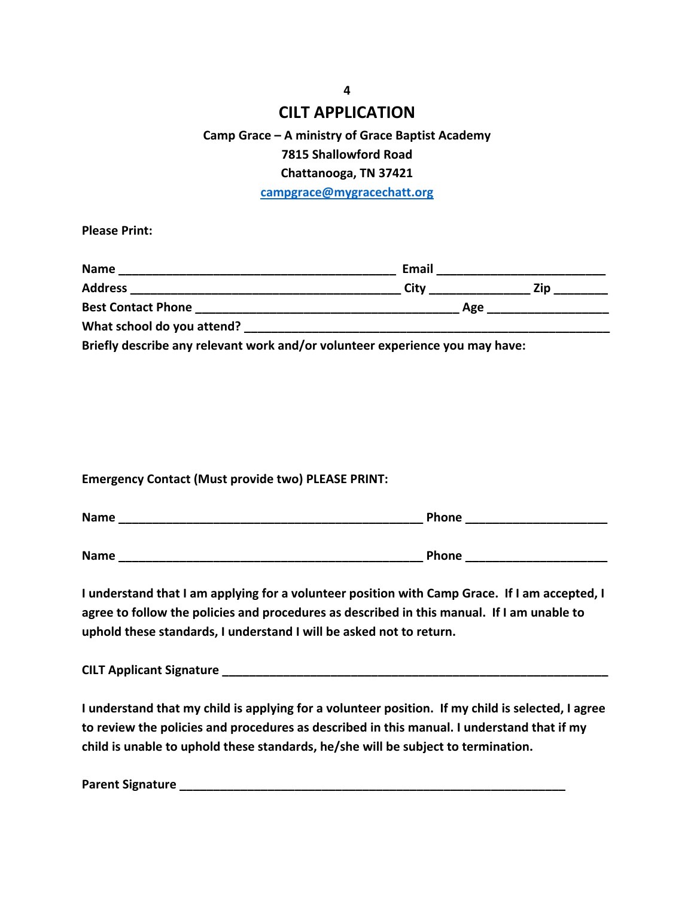# CILT APPLICATION

**Camp Grace – A ministry of Grace Baptist Academy**
**7815 Shallowford Road**
**Chattanooga, TN 37421**
**campgrace@mygracechatt.org**

**Please Print:**

**Name** ________________________________________ **Email** ________________________
**Address** ________________________________________ **City** _______________ **Zip** ________
**Best Contact Phone** ________________________________________ **Age** __________________
**What school do you attend?** ________________________________________________________
**Briefly describe any relevant work and/or volunteer experience you may have:**

**Emergency Contact (Must provide two) PLEASE PRINT:**

**Name** ______________________________________________ **Phone** _____________________

**Name** ______________________________________________ **Phone** _____________________

**I understand that I am applying for a volunteer position with Camp Grace. If I am accepted, I agree to follow the policies and procedures as described in this manual. If I am unable to uphold these standards, I understand I will be asked not to return.**

**CILT Applicant Signature** __________________________________________________________

**I understand that my child is applying for a volunteer position. If my child is selected, I agree to review the policies and procedures as described in this manual. I understand that if my child is unable to uphold these standards, he/she will be subject to termination.**

**Parent Signature** ________________________________________________________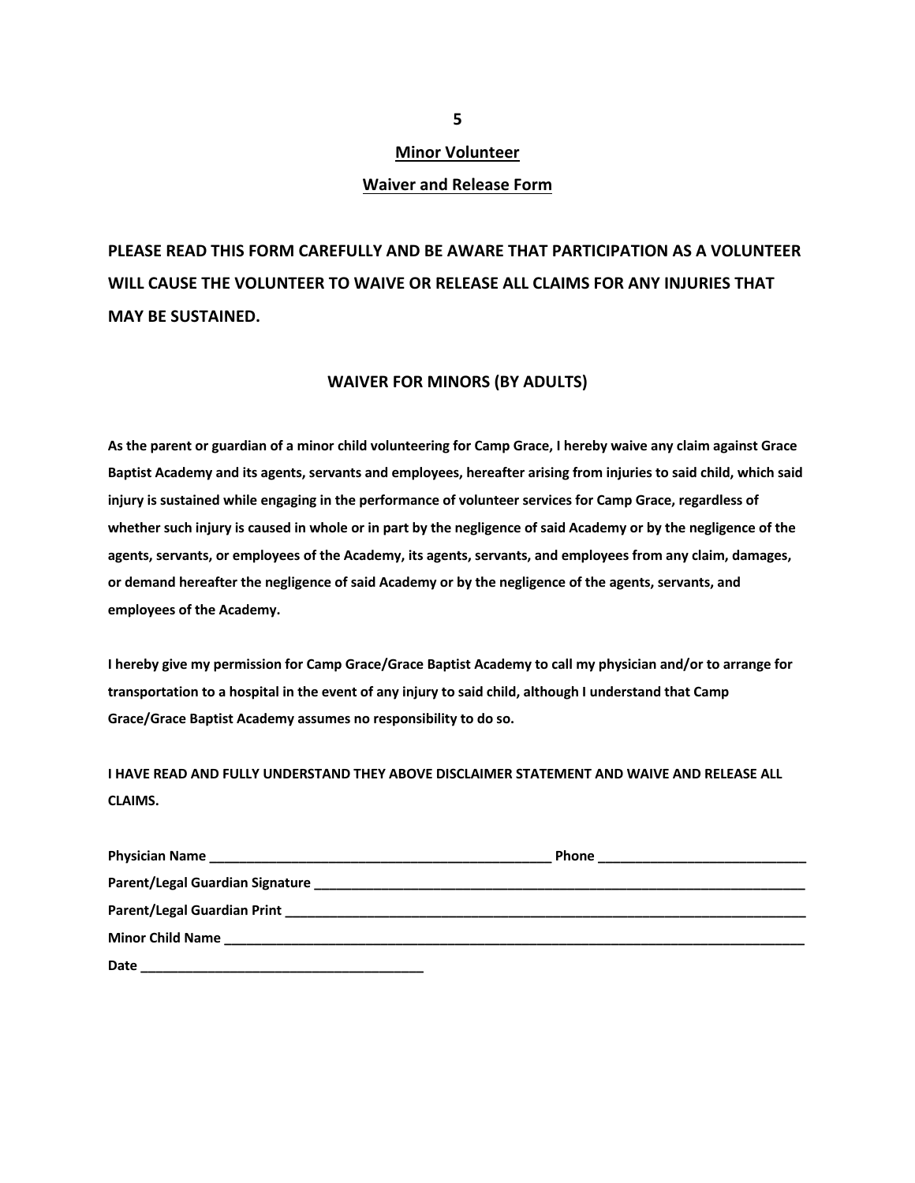## Minor Volunteer

## Waiver and Release Form

**PLEASE READ THIS FORM CAREFULLY AND BE AWARE THAT PARTICIPATION AS A VOLUNTEER WILL CAUSE THE VOLUNTEER TO WAIVE OR RELEASE ALL CLAIMS FOR ANY INJURIES THAT MAY BE SUSTAINED.**

### WAIVER FOR MINORS (BY ADULTS)

**As the parent or guardian of a minor child volunteering for Camp Grace, I hereby waive any claim against Grace Baptist Academy and its agents, servants and employees, hereafter arising from injuries to said child, which said injury is sustained while engaging in the performance of volunteer services for Camp Grace, regardless of whether such injury is caused in whole or in part by the negligence of said Academy or by the negligence of the agents, servants, or employees of the Academy, its agents, servants, and employees from any claim, damages, or demand hereafter the negligence of said Academy or by the negligence of the agents, servants, and employees of the Academy.**

**I hereby give my permission for Camp Grace/Grace Baptist Academy to call my physician and/or to arrange for transportation to a hospital in the event of any injury to said child, although I understand that Camp Grace/Grace Baptist Academy assumes no responsibility to do so.**

**I HAVE READ AND FULLY UNDERSTAND THEY ABOVE DISCLAIMER STATEMENT AND WAIVE AND RELEASE ALL CLAIMS.**

**Physician Name** ______________________________________________ **Phone** ____________________________

**Parent/Legal Guardian Signature** ____________________________________________________________________

**Parent/Legal Guardian Print** ________________________________________________________________________

**Minor Child Name** _______________________________________________________________________________

**Date** ______________________________________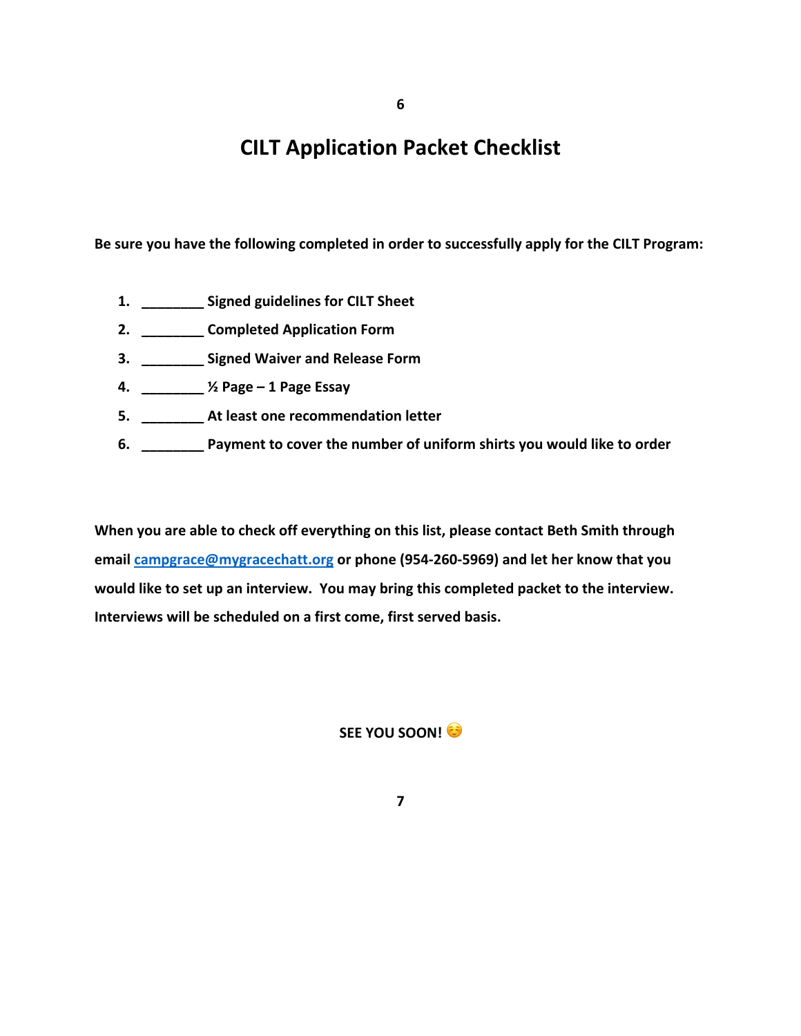# CILT Application Packet Checklist

**Be sure you have the following completed in order to successfully apply for the CILT Program:**

1. **________ Signed guidelines for CILT Sheet**
2. **________ Completed Application Form**
3. **________ Signed Waiver and Release Form**
4. **________ ½ Page – 1 Page Essay**
5. **________ At least one recommendation letter**
6. **________ Payment to cover the number of uniform shirts you would like to order**

**When you are able to check off everything on this list, please contact Beth Smith through email [campgrace@mygracechatt.org](mailto:campgrace@mygracechatt.org) or phone (954-260-5969) and let her know that you would like to set up an interview. You may bring this completed packet to the interview. Interviews will be scheduled on a first come, first served basis.**

**SEE YOU SOON!** ☺️